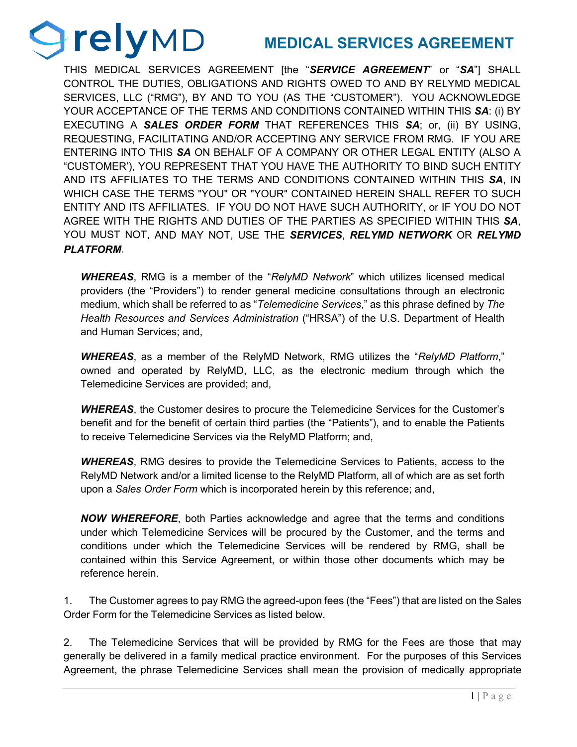# MEDICAL SERVICES AGREEMENT

THIS MEDICAL SERVICES AGREEMENT [the "***SERVICE AGREEMENT***" or "***SA***"] SHALL CONTROL THE DUTIES, OBLIGATIONS AND RIGHTS OWED TO AND BY RELYMD MEDICAL SERVICES, LLC ("RMG"), BY AND TO YOU (AS THE "CUSTOMER"). YOU ACKNOWLEDGE YOUR ACCEPTANCE OF THE TERMS AND CONDITIONS CONTAINED WITHIN THIS ***SA***: (i) BY EXECUTING A ***SALES ORDER FORM*** THAT REFERENCES THIS ***SA***; or, (ii) BY USING, REQUESTING, FACILITATING AND/OR ACCEPTING ANY SERVICE FROM RMG. IF YOU ARE ENTERING INTO THIS ***SA*** ON BEHALF OF A COMPANY OR OTHER LEGAL ENTITY (ALSO A "CUSTOMER'), YOU REPRESENT THAT YOU HAVE THE AUTHORITY TO BIND SUCH ENTITY AND ITS AFFILIATES TO THE TERMS AND CONDITIONS CONTAINED WITHIN THIS ***SA***, IN WHICH CASE THE TERMS "YOU" OR "YOUR" CONTAINED HEREIN SHALL REFER TO SUCH ENTITY AND ITS AFFILIATES. IF YOU DO NOT HAVE SUCH AUTHORITY, or IF YOU DO NOT AGREE WITH THE RIGHTS AND DUTIES OF THE PARTIES AS SPECIFIED WITHIN THIS ***SA***, YOU MUST NOT, AND MAY NOT, USE THE ***SERVICES***, ***RELYMD NETWORK*** OR ***RELYMD PLATFORM***.

> ***WHEREAS***, RMG is a member of the "*RelyMD Network*" which utilizes licensed medical providers (the "Providers") to render general medicine consultations through an electronic medium, which shall be referred to as "*Telemedicine Services*," as this phrase defined by *The Health Resources and Services Administration* ("HRSA") of the U.S. Department of Health and Human Services; and,
>
> ***WHEREAS***, as a member of the RelyMD Network, RMG utilizes the "*RelyMD Platform*," owned and operated by RelyMD, LLC, as the electronic medium through which the Telemedicine Services are provided; and,
>
> ***WHEREAS***, the Customer desires to procure the Telemedicine Services for the Customer's benefit and for the benefit of certain third parties (the "Patients"), and to enable the Patients to receive Telemedicine Services via the RelyMD Platform; and,
>
> ***WHEREAS***, RMG desires to provide the Telemedicine Services to Patients, access to the RelyMD Network and/or a limited license to the RelyMD Platform, all of which are as set forth upon a *Sales Order Form* which is incorporated herein by this reference; and,
>
> ***NOW WHEREFORE***, both Parties acknowledge and agree that the terms and conditions under which Telemedicine Services will be procured by the Customer, and the terms and conditions under which the Telemedicine Services will be rendered by RMG, shall be contained within this Service Agreement, or within those other documents which may be reference herein.

1. The Customer agrees to pay RMG the agreed-upon fees (the "Fees") that are listed on the Sales Order Form for the Telemedicine Services as listed below.

2. The Telemedicine Services that will be provided by RMG for the Fees are those that may generally be delivered in a family medical practice environment. For the purposes of this Services Agreement, the phrase Telemedicine Services shall mean the provision of medically appropriate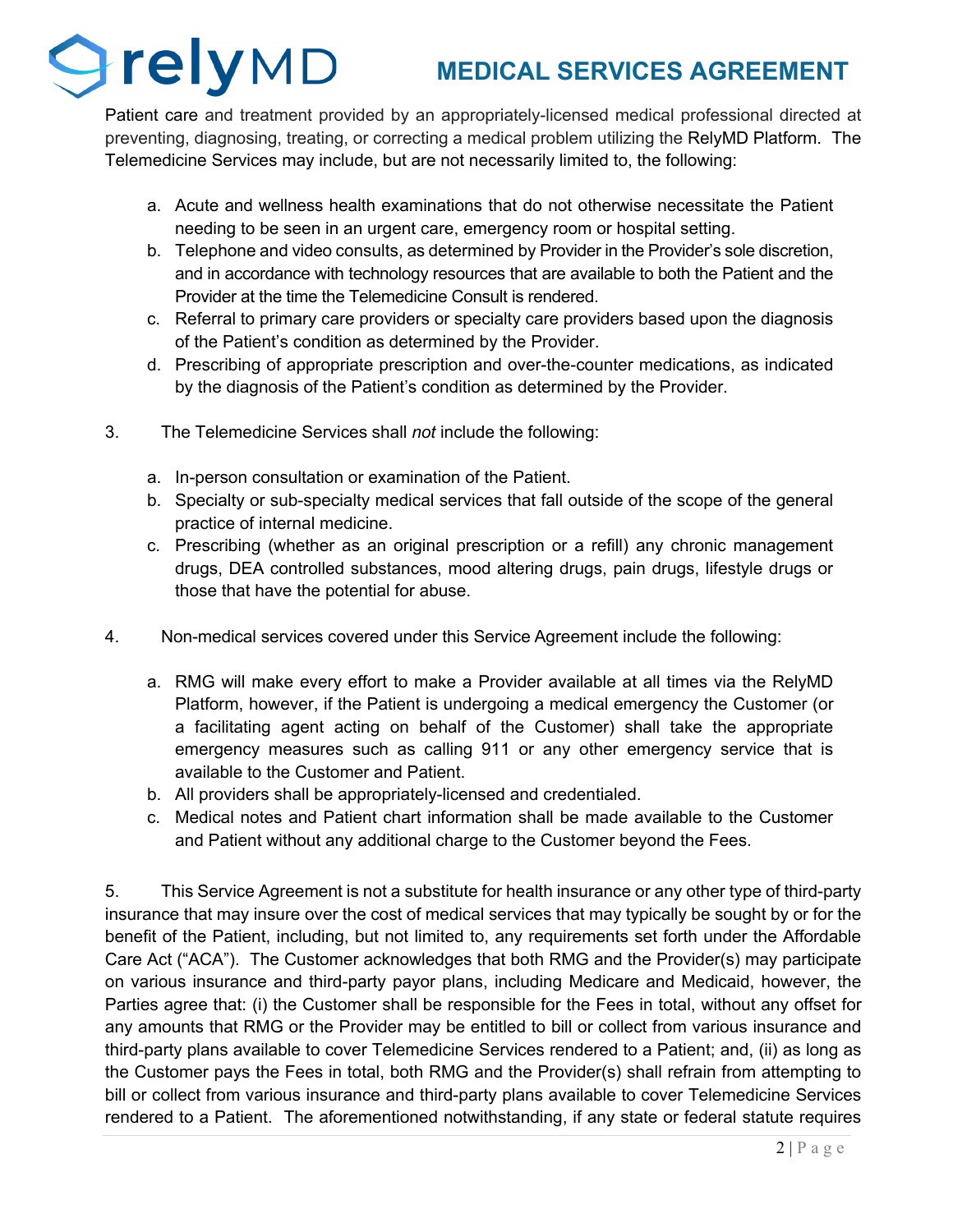Patient care and treatment provided by an appropriately-licensed medical professional directed at preventing, diagnosing, treating, or correcting a medical problem utilizing the RelyMD Platform. The Telemedicine Services may include, but are not necessarily limited to, the following:

a. Acute and wellness health examinations that do not otherwise necessitate the Patient needing to be seen in an urgent care, emergency room or hospital setting.
b. Telephone and video consults, as determined by Provider in the Provider's sole discretion, and in accordance with technology resources that are available to both the Patient and the Provider at the time the Telemedicine Consult is rendered.
c. Referral to primary care providers or specialty care providers based upon the diagnosis of the Patient's condition as determined by the Provider.
d. Prescribing of appropriate prescription and over-the-counter medications, as indicated by the diagnosis of the Patient's condition as determined by the Provider.

3. The Telemedicine Services shall *not* include the following:

a. In-person consultation or examination of the Patient.
b. Specialty or sub-specialty medical services that fall outside of the scope of the general practice of internal medicine.
c. Prescribing (whether as an original prescription or a refill) any chronic management drugs, DEA controlled substances, mood altering drugs, pain drugs, lifestyle drugs or those that have the potential for abuse.

4. Non-medical services covered under this Service Agreement include the following:

a. RMG will make every effort to make a Provider available at all times via the RelyMD Platform, however, if the Patient is undergoing a medical emergency the Customer (or a facilitating agent acting on behalf of the Customer) shall take the appropriate emergency measures such as calling 911 or any other emergency service that is available to the Customer and Patient.
b. All providers shall be appropriately-licensed and credentialed.
c. Medical notes and Patient chart information shall be made available to the Customer and Patient without any additional charge to the Customer beyond the Fees.

5. This Service Agreement is not a substitute for health insurance or any other type of third-party insurance that may insure over the cost of medical services that may typically be sought by or for the benefit of the Patient, including, but not limited to, any requirements set forth under the Affordable Care Act ("ACA"). The Customer acknowledges that both RMG and the Provider(s) may participate on various insurance and third-party payor plans, including Medicare and Medicaid, however, the Parties agree that: (i) the Customer shall be responsible for the Fees in total, without any offset for any amounts that RMG or the Provider may be entitled to bill or collect from various insurance and third-party plans available to cover Telemedicine Services rendered to a Patient; and, (ii) as long as the Customer pays the Fees in total, both RMG and the Provider(s) shall refrain from attempting to bill or collect from various insurance and third-party plans available to cover Telemedicine Services rendered to a Patient. The aforementioned notwithstanding, if any state or federal statute requires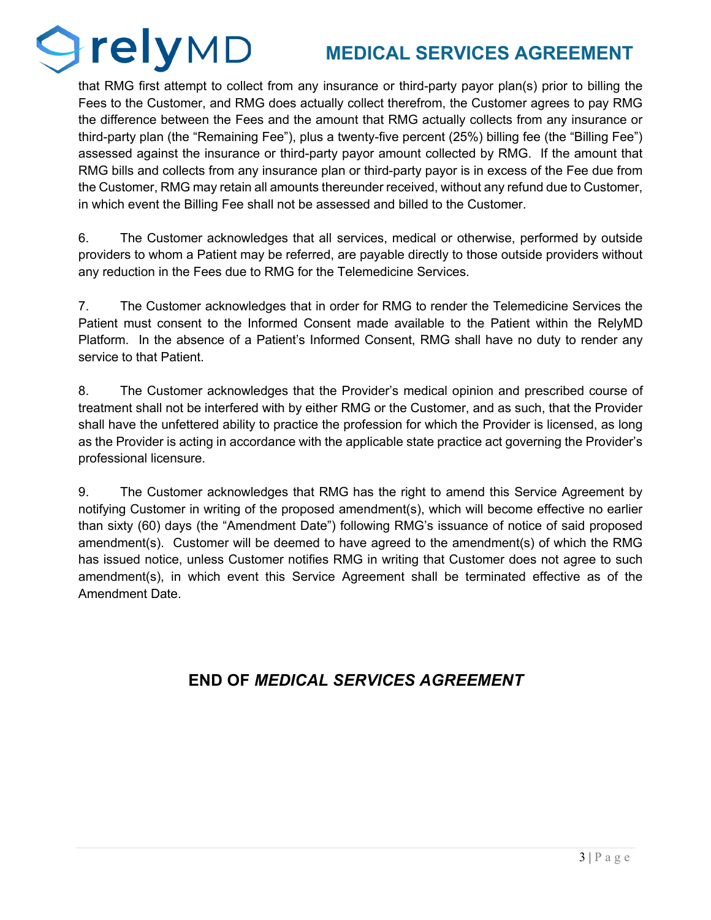that RMG first attempt to collect from any insurance or third-party payor plan(s) prior to billing the Fees to the Customer, and RMG does actually collect therefrom, the Customer agrees to pay RMG the difference between the Fees and the amount that RMG actually collects from any insurance or third-party plan (the "Remaining Fee"), plus a twenty-five percent (25%) billing fee (the "Billing Fee") assessed against the insurance or third-party payor amount collected by RMG. If the amount that RMG bills and collects from any insurance plan or third-party payor is in excess of the Fee due from the Customer, RMG may retain all amounts thereunder received, without any refund due to Customer, in which event the Billing Fee shall not be assessed and billed to the Customer.

6. The Customer acknowledges that all services, medical or otherwise, performed by outside providers to whom a Patient may be referred, are payable directly to those outside providers without any reduction in the Fees due to RMG for the Telemedicine Services.

7. The Customer acknowledges that in order for RMG to render the Telemedicine Services the Patient must consent to the Informed Consent made available to the Patient within the RelyMD Platform. In the absence of a Patient's Informed Consent, RMG shall have no duty to render any service to that Patient.

8. The Customer acknowledges that the Provider's medical opinion and prescribed course of treatment shall not be interfered with by either RMG or the Customer, and as such, that the Provider shall have the unfettered ability to practice the profession for which the Provider is licensed, as long as the Provider is acting in accordance with the applicable state practice act governing the Provider's professional licensure.

9. The Customer acknowledges that RMG has the right to amend this Service Agreement by notifying Customer in writing of the proposed amendment(s), which will become effective no earlier than sixty (60) days (the "Amendment Date") following RMG's issuance of notice of said proposed amendment(s). Customer will be deemed to have agreed to the amendment(s) of which the RMG has issued notice, unless Customer notifies RMG in writing that Customer does not agree to such amendment(s), in which event this Service Agreement shall be terminated effective as of the Amendment Date.

## END OF *MEDICAL SERVICES AGREEMENT*